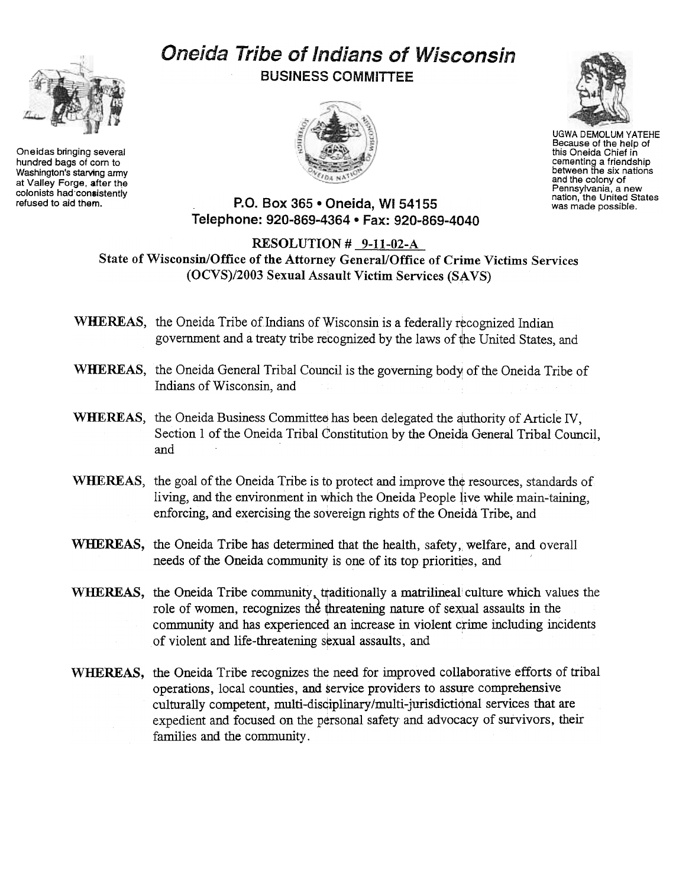# Oneida Tribe of Indians of Wisconsin

## BUSINESS COMMITTEE

Oneidas bringing several hundred bags of corn to Washington's starving army at Valley Forge, after the colonists had consistently refused to aid them.

UGWA DEMOLUM YATEHE
Because of the help of this Oneida Chief in cementing a friendship between the six nations and the colony of Pennsylvania, a new nation, the United States was made possible.

P.O. Box 365 • Oneida, WI 54155
Telephone: 920-869-4364 • Fax: 920-869-4040

**RESOLUTION # 9-11-02-A**
**State of Wisconsin/Office of the Attorney General/Office of Crime Victims Services (OCVS)/2003 Sexual Assault Victim Services (SAVS)**

**WHEREAS,** the Oneida Tribe of Indians of Wisconsin is a federally recognized Indian government and a treaty tribe recognized by the laws of the United States, and

**WHEREAS,** the Oneida General Tribal Council is the governing body of the Oneida Tribe of Indians of Wisconsin, and

**WHEREAS,** the Oneida Business Committee has been delegated the authority of Article IV, Section 1 of the Oneida Tribal Constitution by the Oneida General Tribal Council, and

**WHEREAS,** the goal of the Oneida Tribe is to protect and improve the resources, standards of living, and the environment in which the Oneida People live while main-taining, enforcing, and exercising the sovereign rights of the Oneida Tribe, and

**WHEREAS,** the Oneida Tribe has determined that the health, safety, welfare, and overall needs of the Oneida community is one of its top priorities, and

**WHEREAS,** the Oneida Tribe community, traditionally a matrilineal culture which values the role of women, recognizes the threatening nature of sexual assaults in the community and has experienced an increase in violent crime including incidents of violent and life-threatening sexual assaults, and

**WHEREAS,** the Oneida Tribe recognizes the need for improved collaborative efforts of tribal operations, local counties, and service providers to assure comprehensive culturally competent, multi-disciplinary/multi-jurisdictional services that are expedient and focused on the personal safety and advocacy of survivors, their families and the community.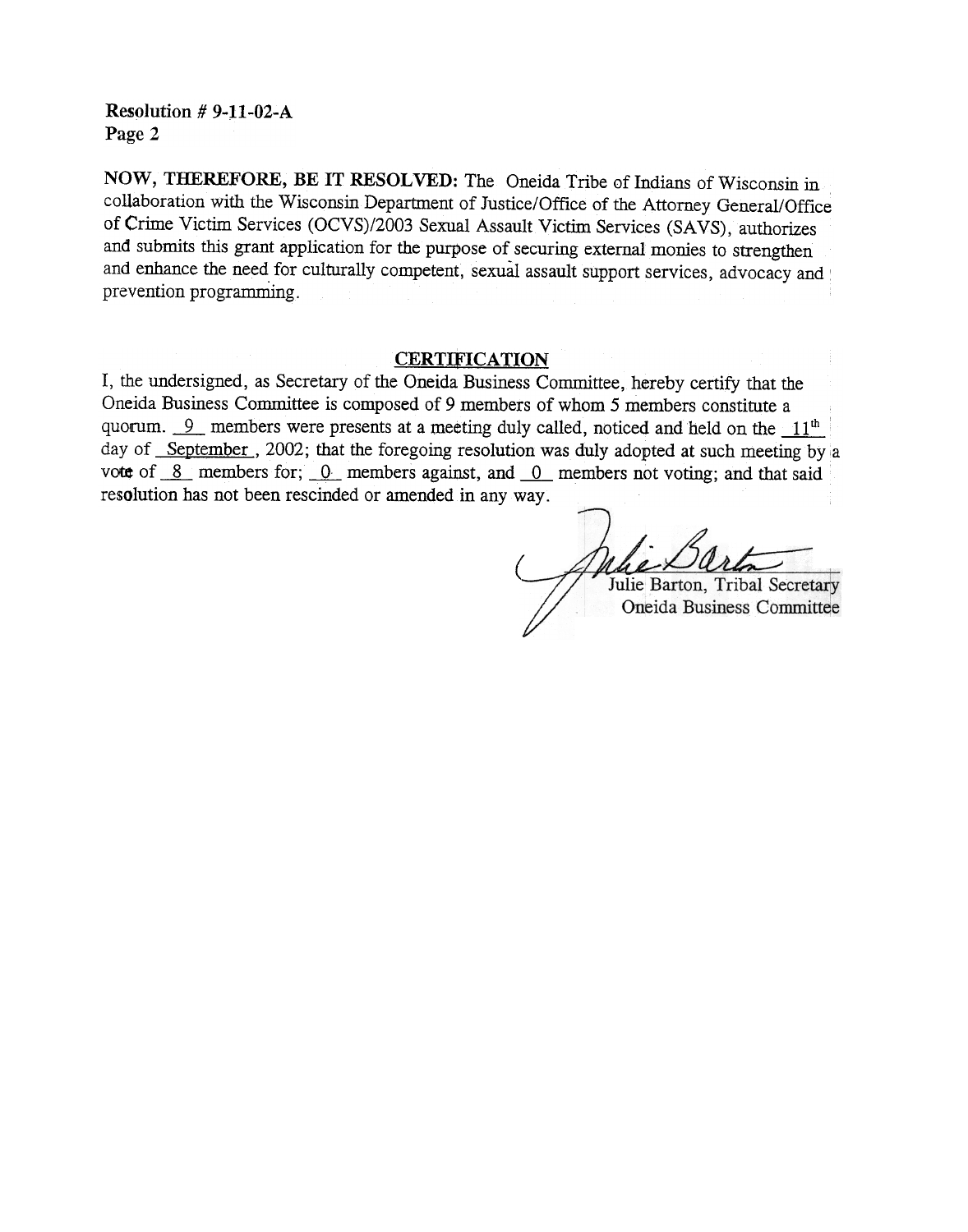**Resolution # 9-11-02-A**
**Page 2**

**NOW, THEREFORE, BE IT RESOLVED:** The Oneida Tribe of Indians of Wisconsin in collaboration with the Wisconsin Department of Justice/Office of the Attorney General/Office of Crime Victim Services (OCVS)/2003 Sexual Assault Victim Services (SAVS), authorizes and submits this grant application for the purpose of securing external monies to strengthen and enhance the need for culturally competent, sexual assault support services, advocacy and prevention programming.

**CERTIFICATION**

I, the undersigned, as Secretary of the Oneida Business Committee, hereby certify that the Oneida Business Committee is composed of 9 members of whom 5 members constitute a quorum. 9 members were presents at a meeting duly called, noticed and held on the 11th day of September, 2002; that the foregoing resolution was duly adopted at such meeting by a vote of 8 members for; 0 members against, and 0 members not voting; and that said resolution has not been rescinded or amended in any way.

Julie Barton, Tribal Secretary
Oneida Business Committee